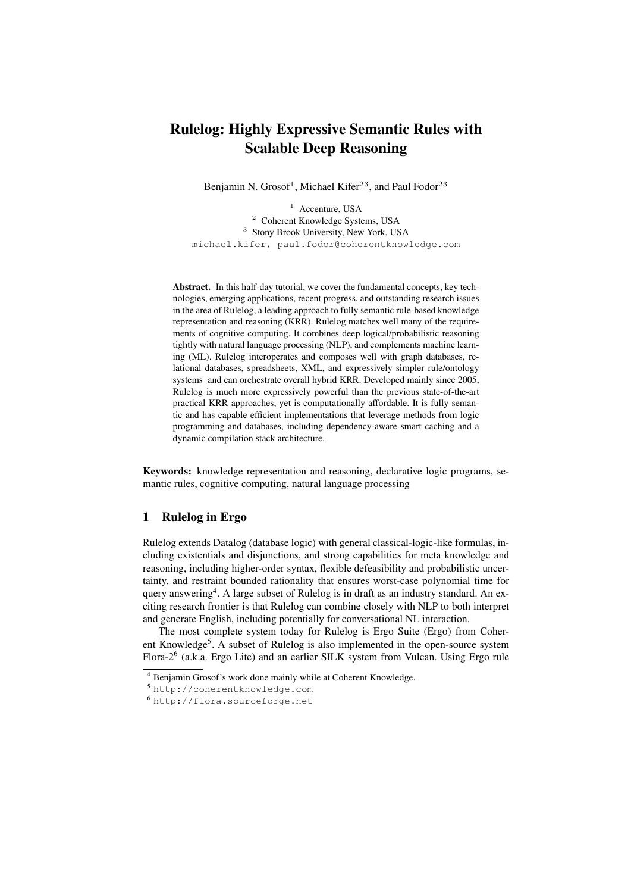# Rulelog: Highly Expressive Semantic Rules with Scalable Deep Reasoning

Benjamin N. Grosof[1], Michael Kifer[23], and Paul Fodor[23]

[1] Accenture, USA
[2] Coherent Knowledge Systems, USA
[3] Stony Brook University, New York, USA
michael.kifer, paul.fodor@coherentknowledge.com

**Abstract.** In this half-day tutorial, we cover the fundamental concepts, key technologies, emerging applications, recent progress, and outstanding research issues in the area of Rulelog, a leading approach to fully semantic rule-based knowledge representation and reasoning (KRR). Rulelog matches well many of the requirements of cognitive computing. It combines deep logical/probabilistic reasoning tightly with natural language processing (NLP), and complements machine learning (ML). Rulelog interoperates and composes well with graph databases, relational databases, spreadsheets, XML, and expressively simpler rule/ontology systems and can orchestrate overall hybrid KRR. Developed mainly since 2005, Rulelog is much more expressively powerful than the previous state-of-the-art practical KRR approaches, yet is computationally affordable. It is fully semantic and has capable efficient implementations that leverage methods from logic programming and databases, including dependency-aware smart caching and a dynamic compilation stack architecture.

**Keywords:** knowledge representation and reasoning, declarative logic programs, semantic rules, cognitive computing, natural language processing

## 1 Rulelog in Ergo

Rulelog extends Datalog (database logic) with general classical-logic-like formulas, including existentials and disjunctions, and strong capabilities for meta knowledge and reasoning, including higher-order syntax, flexible defeasibility and probabilistic uncertainty, and restraint bounded rationality that ensures worst-case polynomial time for query answering[4]. A large subset of Rulelog is in draft as an industry standard. An exciting research frontier is that Rulelog can combine closely with NLP to both interpret and generate English, including potentially for conversational NL interaction.

The most complete system today for Rulelog is Ergo Suite (Ergo) from Coherent Knowledge[5]. A subset of Rulelog is also implemented in the open-source system Flora-2[6] (a.k.a. Ergo Lite) and an earlier SILK system from Vulcan. Using Ergo rule

[4] Benjamin Grosof's work done mainly while at Coherent Knowledge.

[5] http://coherentknowledge.com

[6] http://flora.sourceforge.net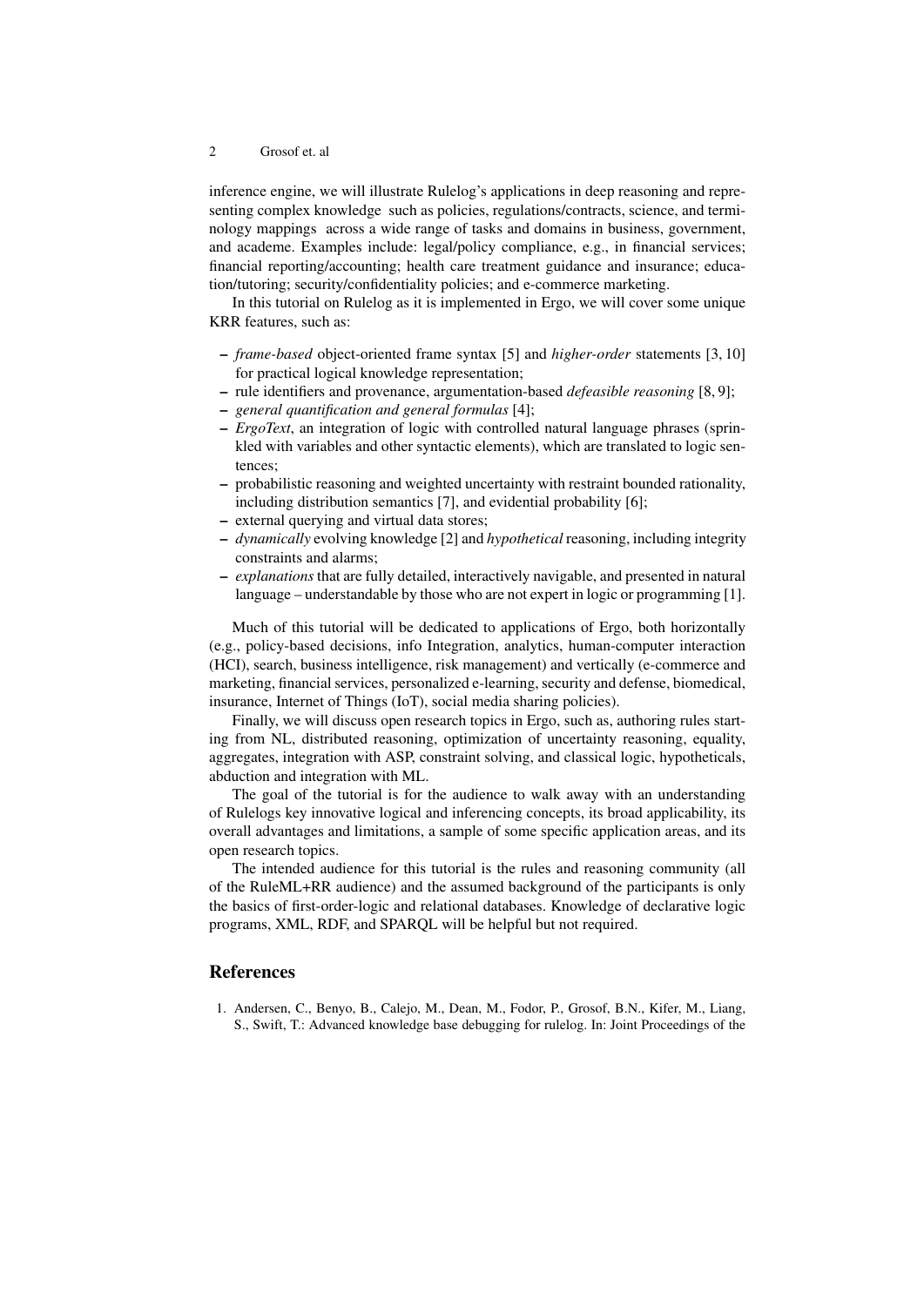inference engine, we will illustrate Rulelog's applications in deep reasoning and representing complex knowledge such as policies, regulations/contracts, science, and terminology mappings across a wide range of tasks and domains in business, government, and academe. Examples include: legal/policy compliance, e.g., in financial services; financial reporting/accounting; health care treatment guidance and insurance; education/tutoring; security/confidentiality policies; and e-commerce marketing.

In this tutorial on Rulelog as it is implemented in Ergo, we will cover some unique KRR features, such as:

- *frame-based* object-oriented frame syntax [5] and *higher-order* statements [3, 10] for practical logical knowledge representation;
- rule identifiers and provenance, argumentation-based *defeasible reasoning* [8, 9];
- *general quantification and general formulas* [4];
- *ErgoText*, an integration of logic with controlled natural language phrases (sprinkled with variables and other syntactic elements), which are translated to logic sentences;
- probabilistic reasoning and weighted uncertainty with restraint bounded rationality, including distribution semantics [7], and evidential probability [6];
- external querying and virtual data stores;
- *dynamically* evolving knowledge [2] and *hypothetical* reasoning, including integrity constraints and alarms;
- *explanations* that are fully detailed, interactively navigable, and presented in natural language – understandable by those who are not expert in logic or programming [1].

Much of this tutorial will be dedicated to applications of Ergo, both horizontally (e.g., policy-based decisions, info Integration, analytics, human-computer interaction (HCI), search, business intelligence, risk management) and vertically (e-commerce and marketing, financial services, personalized e-learning, security and defense, biomedical, insurance, Internet of Things (IoT), social media sharing policies).

Finally, we will discuss open research topics in Ergo, such as, authoring rules starting from NL, distributed reasoning, optimization of uncertainty reasoning, equality, aggregates, integration with ASP, constraint solving, and classical logic, hypotheticals, abduction and integration with ML.

The goal of the tutorial is for the audience to walk away with an understanding of Rulelogs key innovative logical and inferencing concepts, its broad applicability, its overall advantages and limitations, a sample of some specific application areas, and its open research topics.

The intended audience for this tutorial is the rules and reasoning community (all of the RuleML+RR audience) and the assumed background of the participants is only the basics of first-order-logic and relational databases. Knowledge of declarative logic programs, XML, RDF, and SPARQL will be helpful but not required.

## References

1. Andersen, C., Benyo, B., Calejo, M., Dean, M., Fodor, P., Grosof, B.N., Kifer, M., Liang, S., Swift, T.: Advanced knowledge base debugging for rulelog. In: Joint Proceedings of the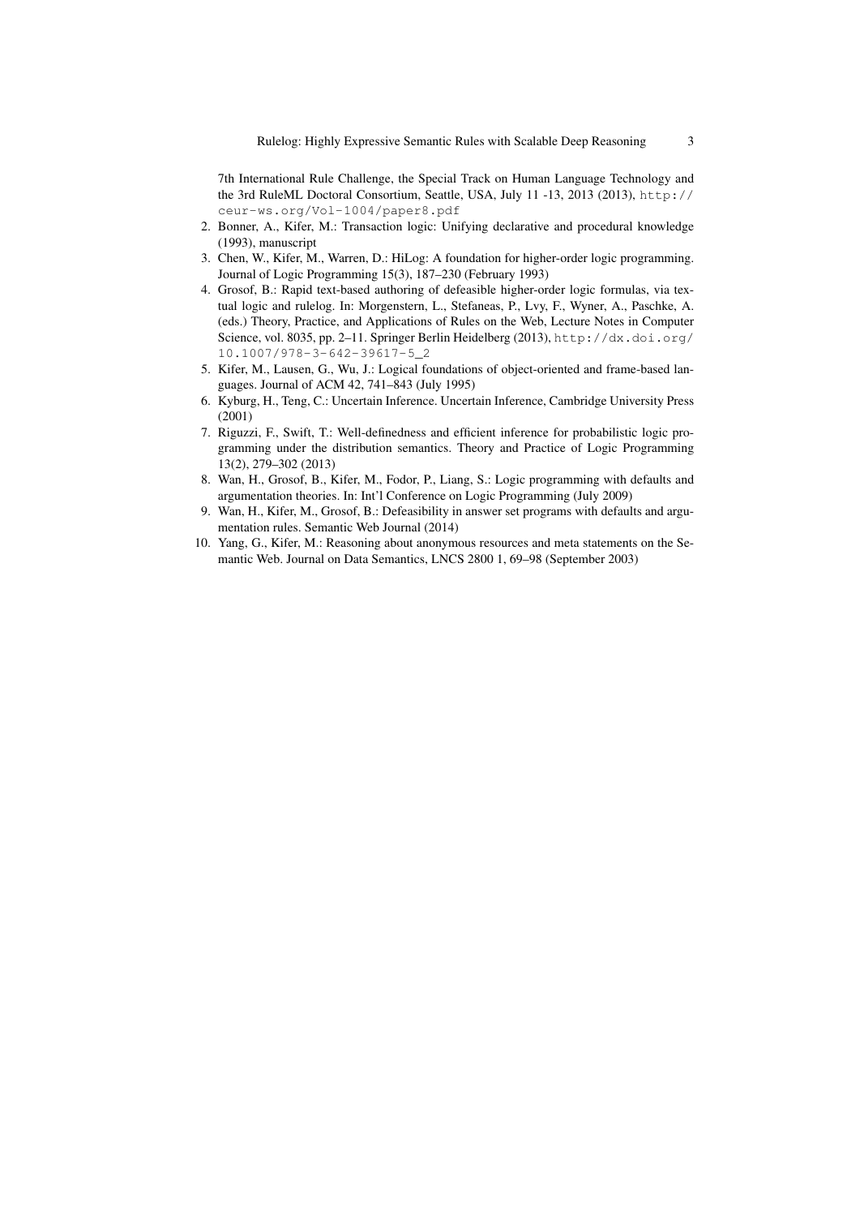7th International Rule Challenge, the Special Track on Human Language Technology and the 3rd RuleML Doctoral Consortium, Seattle, USA, July 11 -13, 2013 (2013), http://ceur-ws.org/Vol-1004/paper8.pdf

2. Bonner, A., Kifer, M.: Transaction logic: Unifying declarative and procedural knowledge (1993), manuscript
3. Chen, W., Kifer, M., Warren, D.: HiLog: A foundation for higher-order logic programming. Journal of Logic Programming 15(3), 187–230 (February 1993)
4. Grosof, B.: Rapid text-based authoring of defeasible higher-order logic formulas, via textual logic and rulelog. In: Morgenstern, L., Stefaneas, P., Lvy, F., Wyner, A., Paschke, A. (eds.) Theory, Practice, and Applications of Rules on the Web, Lecture Notes in Computer Science, vol. 8035, pp. 2–11. Springer Berlin Heidelberg (2013), http://dx.doi.org/10.1007/978-3-642-39617-5_2
5. Kifer, M., Lausen, G., Wu, J.: Logical foundations of object-oriented and frame-based languages. Journal of ACM 42, 741–843 (July 1995)
6. Kyburg, H., Teng, C.: Uncertain Inference. Uncertain Inference, Cambridge University Press (2001)
7. Riguzzi, F., Swift, T.: Well-definedness and efficient inference for probabilistic logic programming under the distribution semantics. Theory and Practice of Logic Programming 13(2), 279–302 (2013)
8. Wan, H., Grosof, B., Kifer, M., Fodor, P., Liang, S.: Logic programming with defaults and argumentation theories. In: Int'l Conference on Logic Programming (July 2009)
9. Wan, H., Kifer, M., Grosof, B.: Defeasibility in answer set programs with defaults and argumentation rules. Semantic Web Journal (2014)
10. Yang, G., Kifer, M.: Reasoning about anonymous resources and meta statements on the Semantic Web. Journal on Data Semantics, LNCS 2800 1, 69–98 (September 2003)